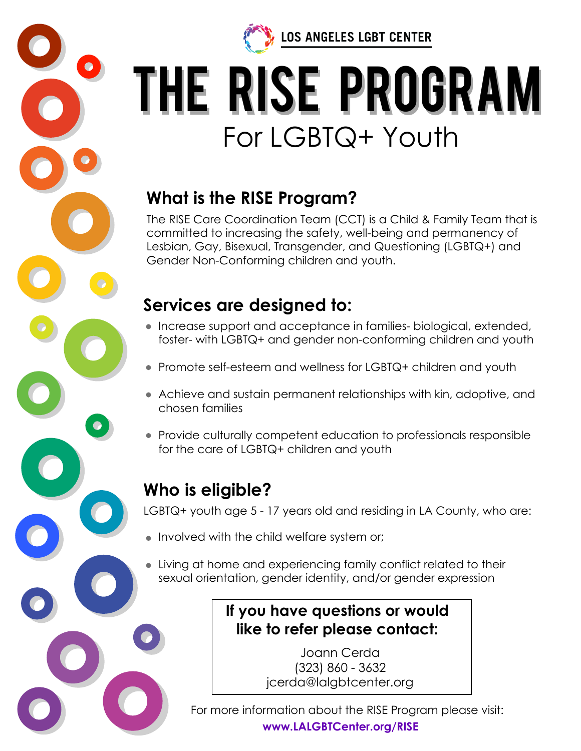LOS ANGELES LGBT CENTER

# THE RISE PROGRAM

For LGBTQ+ Youth

## What is the RISE Program?

The RISE Care Coordination Team (CCT) is a Child & Family Team that is committed to increasing the safety, well-being and permanency of Lesbian, Gay, Bisexual, Transgender, and Questioning (LGBTQ+) and Gender Non-Conforming children and youth.

## Services are designed to:

- Increase support and acceptance in families- biological, extended, foster- with LGBTQ+ and gender non-conforming children and youth
- Promote self-esteem and wellness for LGBTQ+ children and youth
- Achieve and sustain permanent relationships with kin, adoptive, and chosen families
- Provide culturally competent education to professionals responsible for the care of LGBTQ+ children and youth

## Who is eligible?

LGBTQ+ youth age 5 - 17 years old and residing in LA County, who are:

- Involved with the child welfare system or;
- Living at home and experiencing family conflict related to their sexual orientation, gender identity, and/or gender expression

**If you have questions or would like to refer please contact:**

Joann Cerda
(323) 860 - 3632
jcerda@lalgbtcenter.org

For more information about the RISE Program please visit:
**www.LALGBTCenter.org/RISE**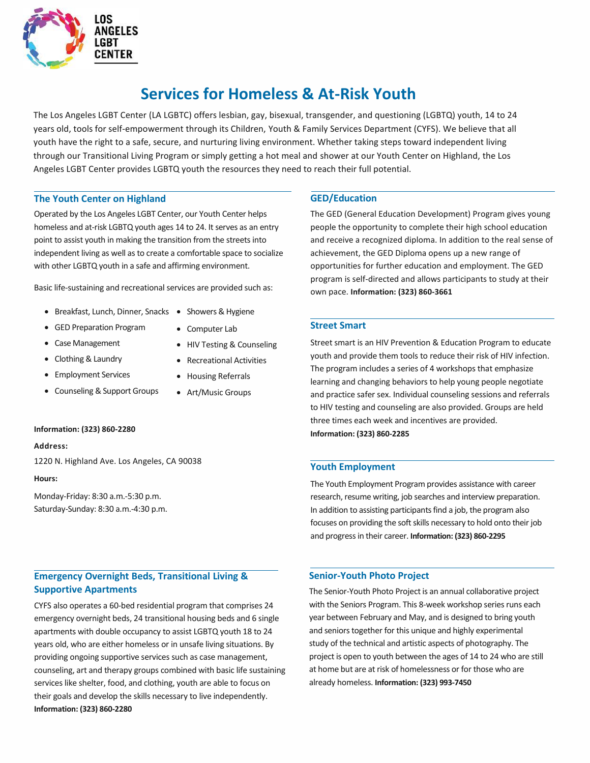LOS ANGELES LGBT CENTER

# Services for Homeless & At-Risk Youth

The Los Angeles LGBT Center (LA LGBTC) offers lesbian, gay, bisexual, transgender, and questioning (LGBTQ) youth, 14 to 24 years old, tools for self-empowerment through its Children, Youth & Family Services Department (CYFS). We believe that all youth have the right to a safe, secure, and nurturing living environment. Whether taking steps toward independent living through our Transitional Living Program or simply getting a hot meal and shower at our Youth Center on Highland, the Los Angeles LGBT Center provides LGBTQ youth the resources they need to reach their full potential.

## The Youth Center on Highland

Operated by the Los Angeles LGBT Center, our Youth Center helps homeless and at-risk LGBTQ youth ages 14 to 24. It serves as an entry point to assist youth in making the transition from the streets into independent living as well as to create a comfortable space to socialize with other LGBTQ youth in a safe and affirming environment.

Basic life-sustaining and recreational services are provided such as:

- Breakfast, Lunch, Dinner, Snacks
- GED Preparation Program
- Case Management
- Clothing & Laundry
- Employment Services
- Counseling & Support Groups
- Showers & Hygiene
- Computer Lab
- HIV Testing & Counseling
- Recreational Activities
- Housing Referrals
- Art/Music Groups

**Information: (323) 860-2280**

**Address:**

1220 N. Highland Ave. Los Angeles, CA 90038

**Hours:**

Monday-Friday: 8:30 a.m.-5:30 p.m.
Saturday-Sunday: 8:30 a.m.-4:30 p.m.

## Emergency Overnight Beds, Transitional Living & Supportive Apartments

CYFS also operates a 60-bed residential program that comprises 24 emergency overnight beds, 24 transitional housing beds and 6 single apartments with double occupancy to assist LGBTQ youth 18 to 24 years old, who are either homeless or in unsafe living situations. By providing ongoing supportive services such as case management, counseling, art and therapy groups combined with basic life sustaining services like shelter, food, and clothing, youth are able to focus on their goals and develop the skills necessary to live independently. **Information: (323) 860-2280**

## GED/Education

The GED (General Education Development) Program gives young people the opportunity to complete their high school education and receive a recognized diploma. In addition to the real sense of achievement, the GED Diploma opens up a new range of opportunities for further education and employment. The GED program is self-directed and allows participants to study at their own pace. **Information: (323) 860-3661**

## Street Smart

Street smart is an HIV Prevention & Education Program to educate youth and provide them tools to reduce their risk of HIV infection. The program includes a series of 4 workshops that emphasize learning and changing behaviors to help young people negotiate and practice safer sex. Individual counseling sessions and referrals to HIV testing and counseling are also provided. Groups are held three times each week and incentives are provided. **Information: (323) 860-2285**

## Youth Employment

The Youth Employment Program provides assistance with career research, resume writing, job searches and interview preparation. In addition to assisting participants find a job, the program also focuses on providing the soft skills necessary to hold onto their job and progress in their career. **Information: (323) 860-2295**

## Senior-Youth Photo Project

The Senior-Youth Photo Project is an annual collaborative project with the Seniors Program. This 8-week workshop series runs each year between February and May, and is designed to bring youth and seniors together for this unique and highly experimental study of the technical and artistic aspects of photography. The project is open to youth between the ages of 14 to 24 who are still at home but are at risk of homelessness or for those who are already homeless. **Information: (323) 993-7450**